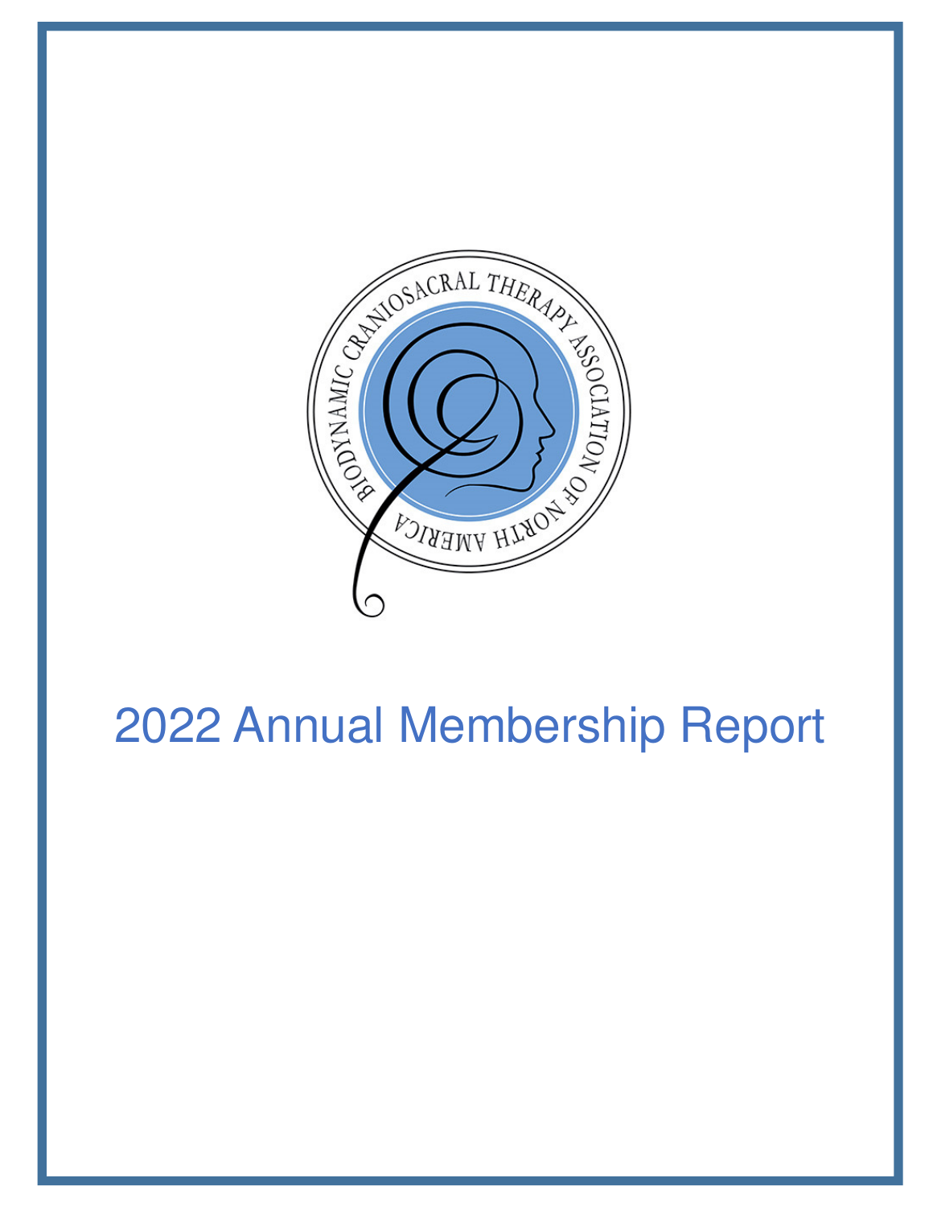BIODYNAMIC CRANIOSACRAL THERAPY ASSOCIATION OF NORTH AMERICA

# 2022 Annual Membership Report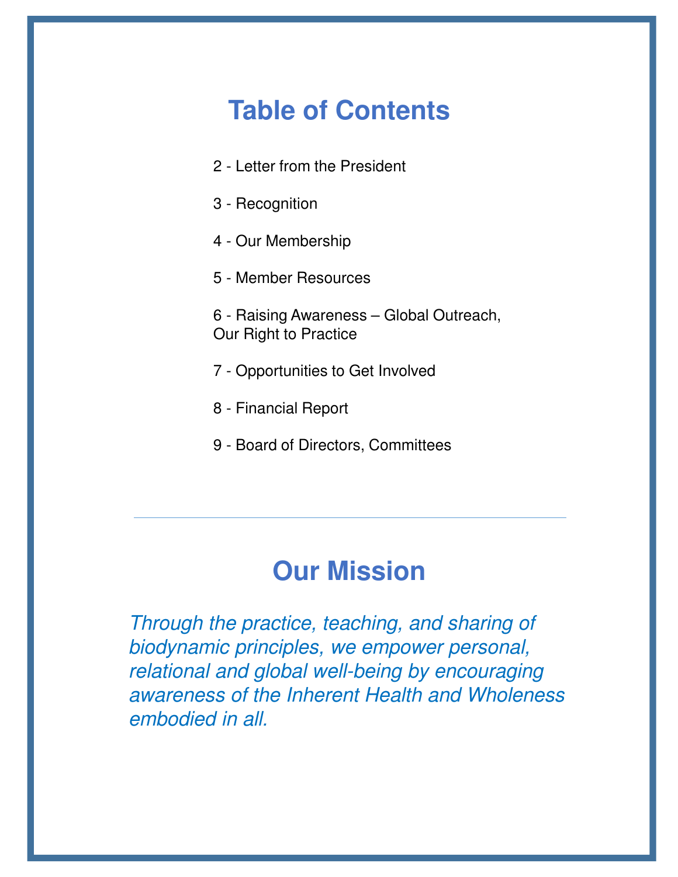## Table of Contents

2 - Letter from the President

3 - Recognition

4 - Our Membership

5 - Member Resources

6 - Raising Awareness – Global Outreach, Our Right to Practice

7 - Opportunities to Get Involved

8 - Financial Report

9 - Board of Directors, Committees

---

## Our Mission

*Through the practice, teaching, and sharing of biodynamic principles, we empower personal, relational and global well-being by encouraging awareness of the Inherent Health and Wholeness embodied in all.*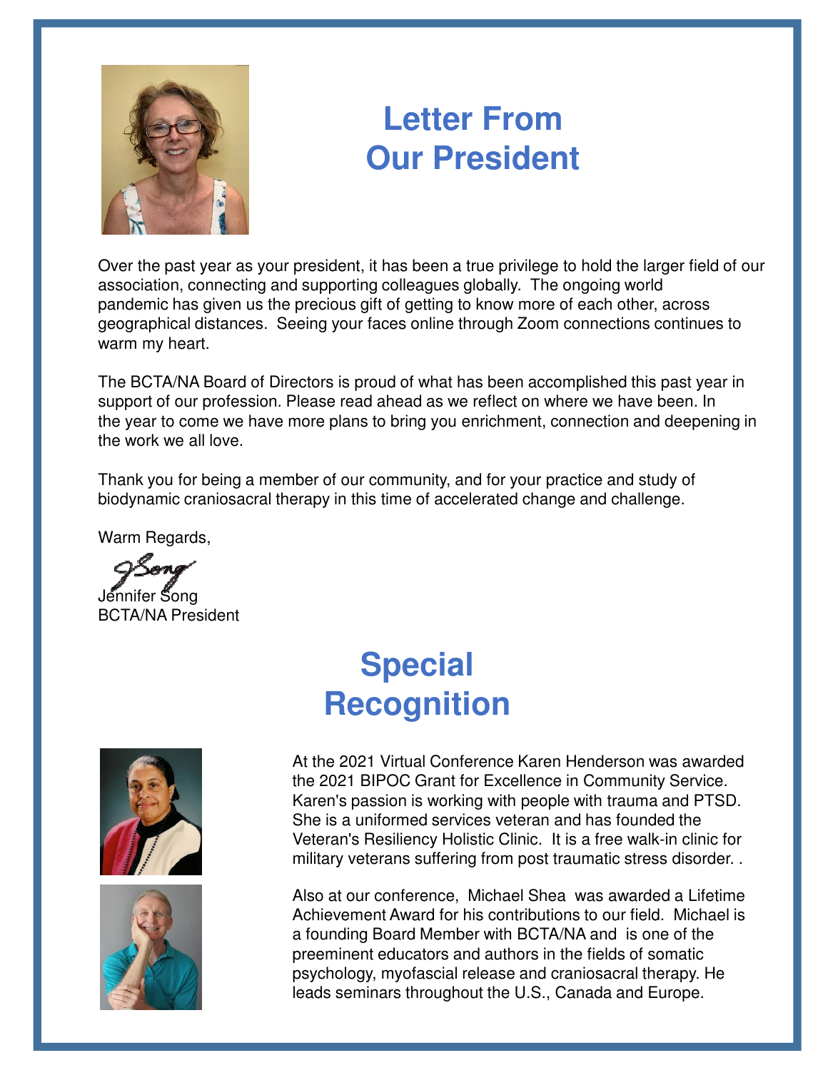# Letter From Our President

Over the past year as your president, it has been a true privilege to hold the larger field of our association, connecting and supporting colleagues globally. The ongoing world pandemic has given us the precious gift of getting to know more of each other, across geographical distances. Seeing your faces online through Zoom connections continues to warm my heart.

The BCTA/NA Board of Directors is proud of what has been accomplished this past year in support of our profession. Please read ahead as we reflect on where we have been. In the year to come we have more plans to bring you enrichment, connection and deepening in the work we all love.

Thank you for being a member of our community, and for your practice and study of biodynamic craniosacral therapy in this time of accelerated change and challenge.

Warm Regards,

Jennifer Song
BCTA/NA President

# Special Recognition

At the 2021 Virtual Conference Karen Henderson was awarded the 2021 BIPOC Grant for Excellence in Community Service. Karen's passion is working with people with trauma and PTSD. She is a uniformed services veteran and has founded the Veteran's Resiliency Holistic Clinic. It is a free walk-in clinic for military veterans suffering from post traumatic stress disorder. .

Also at our conference, Michael Shea was awarded a Lifetime Achievement Award for his contributions to our field. Michael is a founding Board Member with BCTA/NA and is one of the preeminent educators and authors in the fields of somatic psychology, myofascial release and craniosacral therapy. He leads seminars throughout the U.S., Canada and Europe.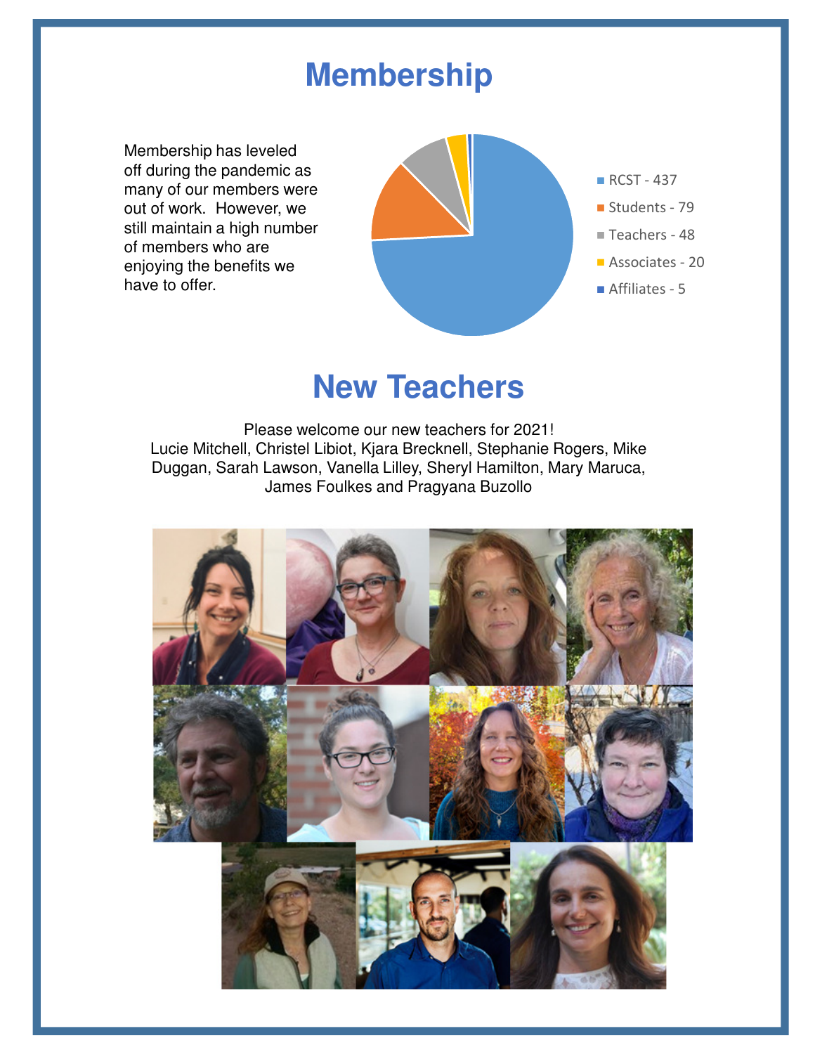# Membership

Membership has leveled off during the pandemic as many of our members were out of work. However, we still maintain a high number of members who are enjoying the benefits we have to offer.

- RCST - 437
- Students - 79
- Teachers - 48
- Associates - 20
- Affiliates - 5

# New Teachers

Please welcome our new teachers for 2021!
Lucie Mitchell, Christel Libiot, Kjara Brecknell, Stephanie Rogers, Mike Duggan, Sarah Lawson, Vanella Lilley, Sheryl Hamilton, Mary Maruca, James Foulkes and Pragyana Buzollo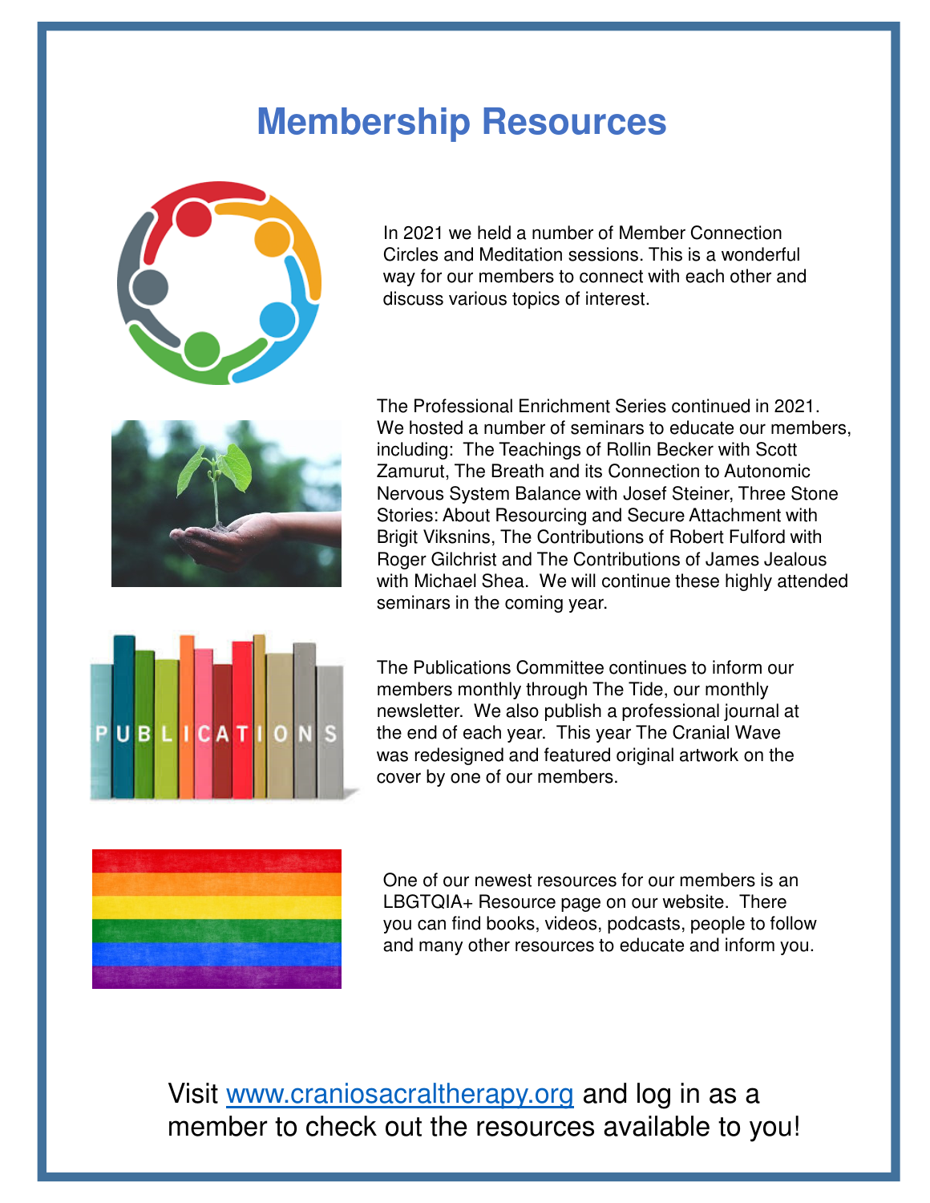# Membership Resources

In 2021 we held a number of Member Connection Circles and Meditation sessions. This is a wonderful way for our members to connect with each other and discuss various topics of interest.

The Professional Enrichment Series continued in 2021. We hosted a number of seminars to educate our members, including: The Teachings of Rollin Becker with Scott Zamurut, The Breath and its Connection to Autonomic Nervous System Balance with Josef Steiner, Three Stone Stories: About Resourcing and Secure Attachment with Brigit Viksnins, The Contributions of Robert Fulford with Roger Gilchrist and The Contributions of James Jealous with Michael Shea. We will continue these highly attended seminars in the coming year.

The Publications Committee continues to inform our members monthly through The Tide, our monthly newsletter. We also publish a professional journal at the end of each year. This year The Cranial Wave was redesigned and featured original artwork on the cover by one of our members.

One of our newest resources for our members is an LBGTQIA+ Resource page on our website. There you can find books, videos, podcasts, people to follow and many other resources to educate and inform you.

Visit www.craniosacraltherapy.org and log in as a member to check out the resources available to you!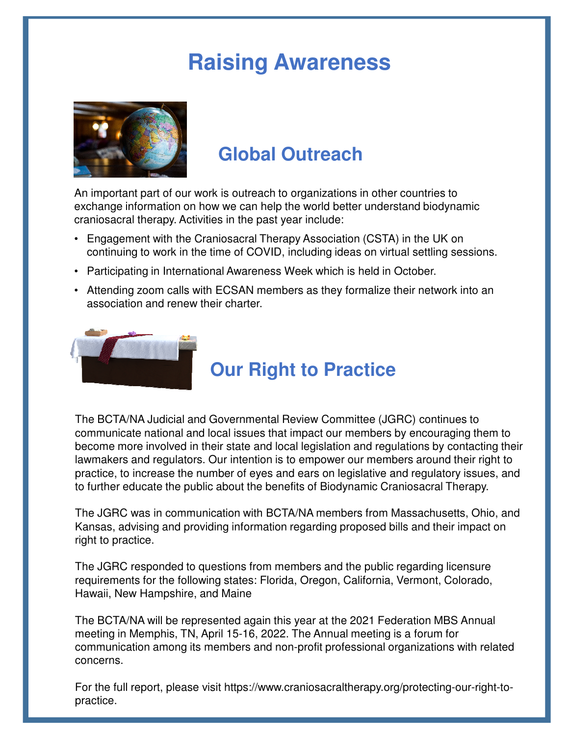# Raising Awareness

## Global Outreach

An important part of our work is outreach to organizations in other countries to exchange information on how we can help the world better understand biodynamic craniosacral therapy. Activities in the past year include:

- Engagement with the Craniosacral Therapy Association (CSTA) in the UK on continuing to work in the time of COVID, including ideas on virtual settling sessions.
- Participating in International Awareness Week which is held in October.
- Attending zoom calls with ECSAN members as they formalize their network into an association and renew their charter.

## Our Right to Practice

The BCTA/NA Judicial and Governmental Review Committee (JGRC) continues to communicate national and local issues that impact our members by encouraging them to become more involved in their state and local legislation and regulations by contacting their lawmakers and regulators. Our intention is to empower our members around their right to practice, to increase the number of eyes and ears on legislative and regulatory issues, and to further educate the public about the benefits of Biodynamic Craniosacral Therapy.

The JGRC was in communication with BCTA/NA members from Massachusetts, Ohio, and Kansas, advising and providing information regarding proposed bills and their impact on right to practice.

The JGRC responded to questions from members and the public regarding licensure requirements for the following states: Florida, Oregon, California, Vermont, Colorado, Hawaii, New Hampshire, and Maine

The BCTA/NA will be represented again this year at the 2021 Federation MBS Annual meeting in Memphis, TN, April 15-16, 2022. The Annual meeting is a forum for communication among its members and non-profit professional organizations with related concerns.

For the full report, please visit https://www.craniosacraltherapy.org/protecting-our-right-to-practice.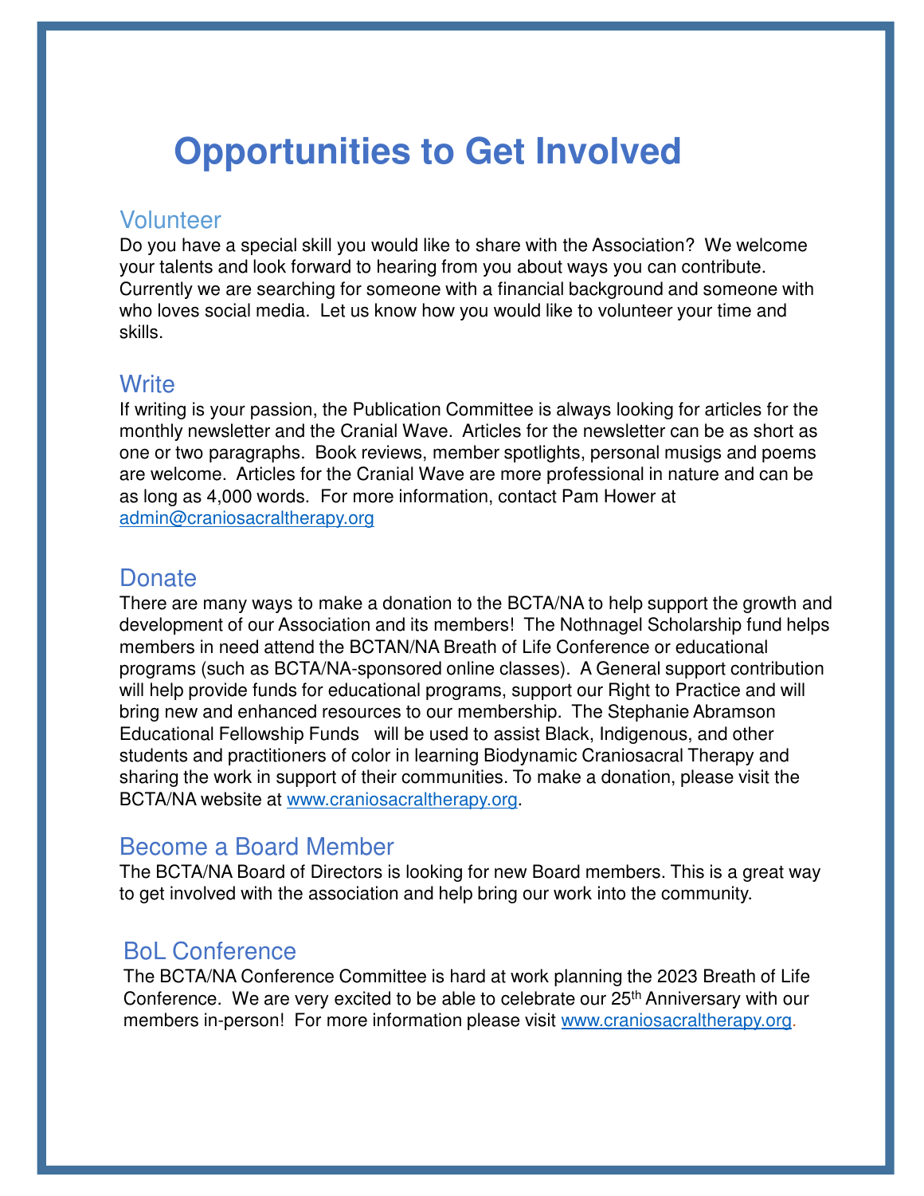# Opportunities to Get Involved

## Volunteer

Do you have a special skill you would like to share with the Association? We welcome your talents and look forward to hearing from you about ways you can contribute. Currently we are searching for someone with a financial background and someone with who loves social media. Let us know how you would like to volunteer your time and skills.

## Write

If writing is your passion, the Publication Committee is always looking for articles for the monthly newsletter and the Cranial Wave. Articles for the newsletter can be as short as one or two paragraphs. Book reviews, member spotlights, personal musigs and poems are welcome. Articles for the Cranial Wave are more professional in nature and can be as long as 4,000 words. For more information, contact Pam Hower at admin@craniosacraltherapy.org

## Donate

There are many ways to make a donation to the BCTA/NA to help support the growth and development of our Association and its members! The Nothnagel Scholarship fund helps members in need attend the BCTAN/NA Breath of Life Conference or educational programs (such as BCTA/NA-sponsored online classes). A General support contribution will help provide funds for educational programs, support our Right to Practice and will bring new and enhanced resources to our membership. The Stephanie Abramson Educational Fellowship Funds will be used to assist Black, Indigenous, and other students and practitioners of color in learning Biodynamic Craniosacral Therapy and sharing the work in support of their communities. To make a donation, please visit the BCTA/NA website at www.craniosacraltherapy.org.

## Become a Board Member

The BCTA/NA Board of Directors is looking for new Board members. This is a great way to get involved with the association and help bring our work into the community.

## BoL Conference

The BCTA/NA Conference Committee is hard at work planning the 2023 Breath of Life Conference. We are very excited to be able to celebrate our 25th Anniversary with our members in-person! For more information please visit www.craniosacraltherapy.org.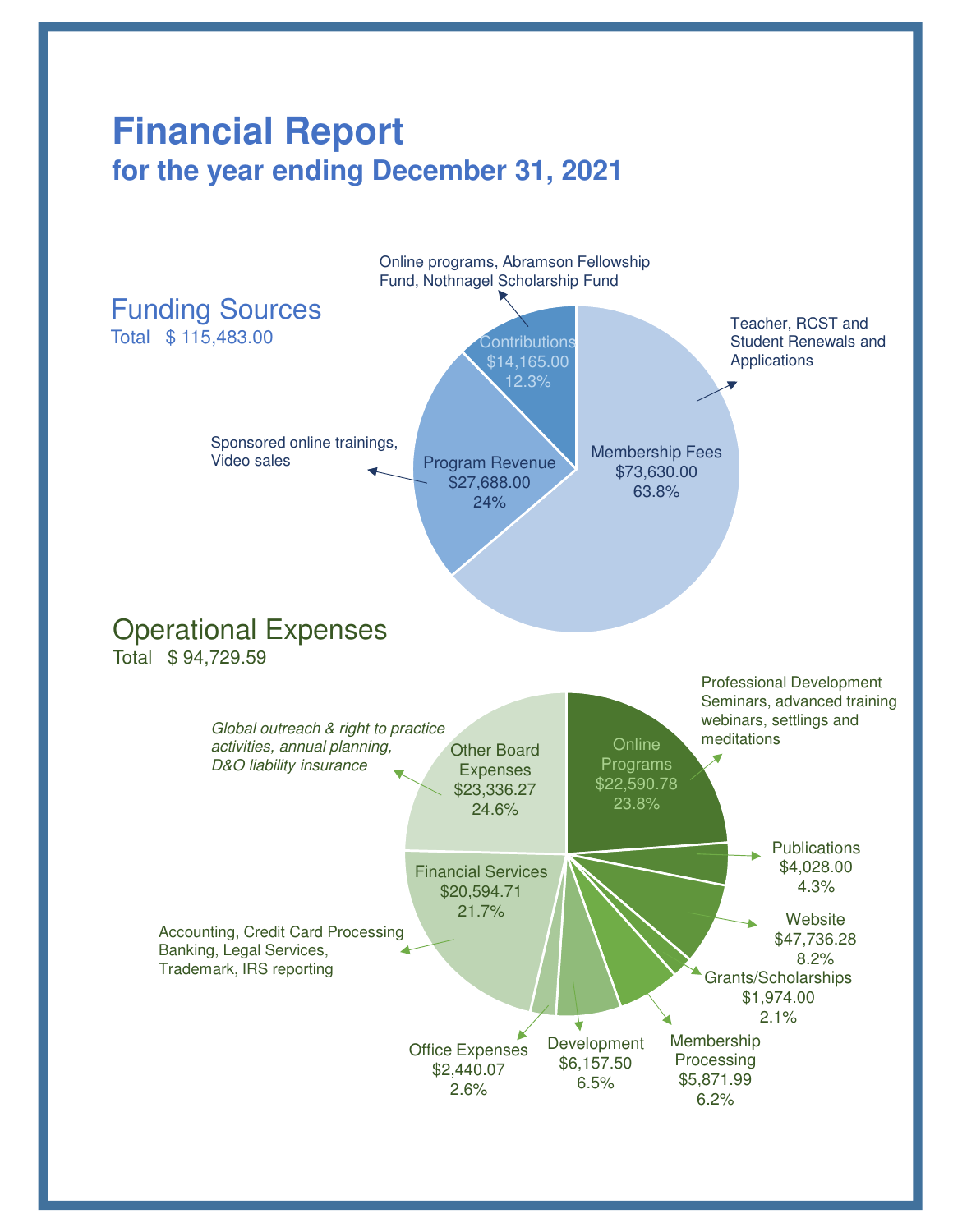# Financial Report

## for the year ending December 31, 2021

### Funding Sources

Total $ 115,483.00

| Category | Amount | Percent | Description |
| --- | --- | --- | --- |
| Membership Fees | $73,630.00 | 63.8% | Teacher, RCST and Student Renewals and Applications |
| Program Revenue | $27,688.00 | 24% | Sponsored online trainings, Video sales |
| Contributions | $14,165.00 | 12.3% | Online programs, Abramson Fellowship Fund, Nothnagel Scholarship Fund |

### Operational Expenses

Total $ 94,729.59

| Category | Amount | Percent | Description |
| --- | --- | --- | --- |
| Online Programs | $22,590.78 | 23.8% | Professional Development Seminars, advanced training webinars, settlings and meditations |
| Publications | $4,028.00 | 4.3% | |
| Website | $47,736.28 | 8.2% | |
| Grants/Scholarships | $1,974.00 | 2.1% | |
| Membership Processing | $5,871.99 | 6.2% | |
| Development | $6,157.50 | 6.5% | |
| Office Expenses | $2,440.07 | 2.6% | |
| Financial Services | $20,594.71 | 21.7% | Accounting, Credit Card Processing Banking, Legal Services, Trademark, IRS reporting |
| Other Board Expenses | $23,336.27 | 24.6% | *Global outreach & right to practice activities, annual planning, D&O liability insurance* |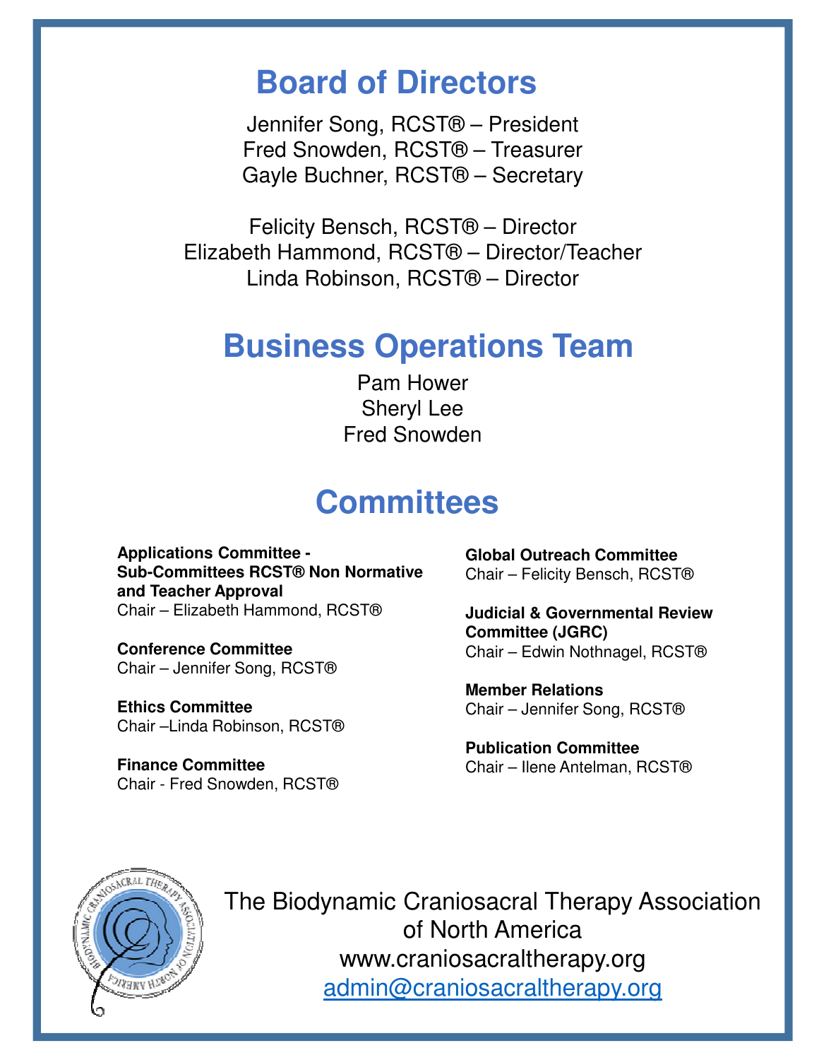# Board of Directors

Jennifer Song, RCST® – President
Fred Snowden, RCST® – Treasurer
Gayle Buchner, RCST® – Secretary

Felicity Bensch, RCST® – Director
Elizabeth Hammond, RCST® – Director/Teacher
Linda Robinson, RCST® – Director

# Business Operations Team

Pam Hower
Sheryl Lee
Fred Snowden

# Committees

**Applications Committee - Sub-Committees RCST® Non Normative and Teacher Approval**
Chair – Elizabeth Hammond, RCST®

**Conference Committee**
Chair – Jennifer Song, RCST®

**Ethics Committee**
Chair –Linda Robinson, RCST®

**Finance Committee**
Chair - Fred Snowden, RCST®

**Global Outreach Committee**
Chair – Felicity Bensch, RCST®

**Judicial & Governmental Review Committee (JGRC)**
Chair – Edwin Nothnagel, RCST®

**Member Relations**
Chair – Jennifer Song, RCST®

**Publication Committee**
Chair – Ilene Antelman, RCST®

The Biodynamic Craniosacral Therapy Association of North America
www.craniosacraltherapy.org
admin@craniosacraltherapy.org